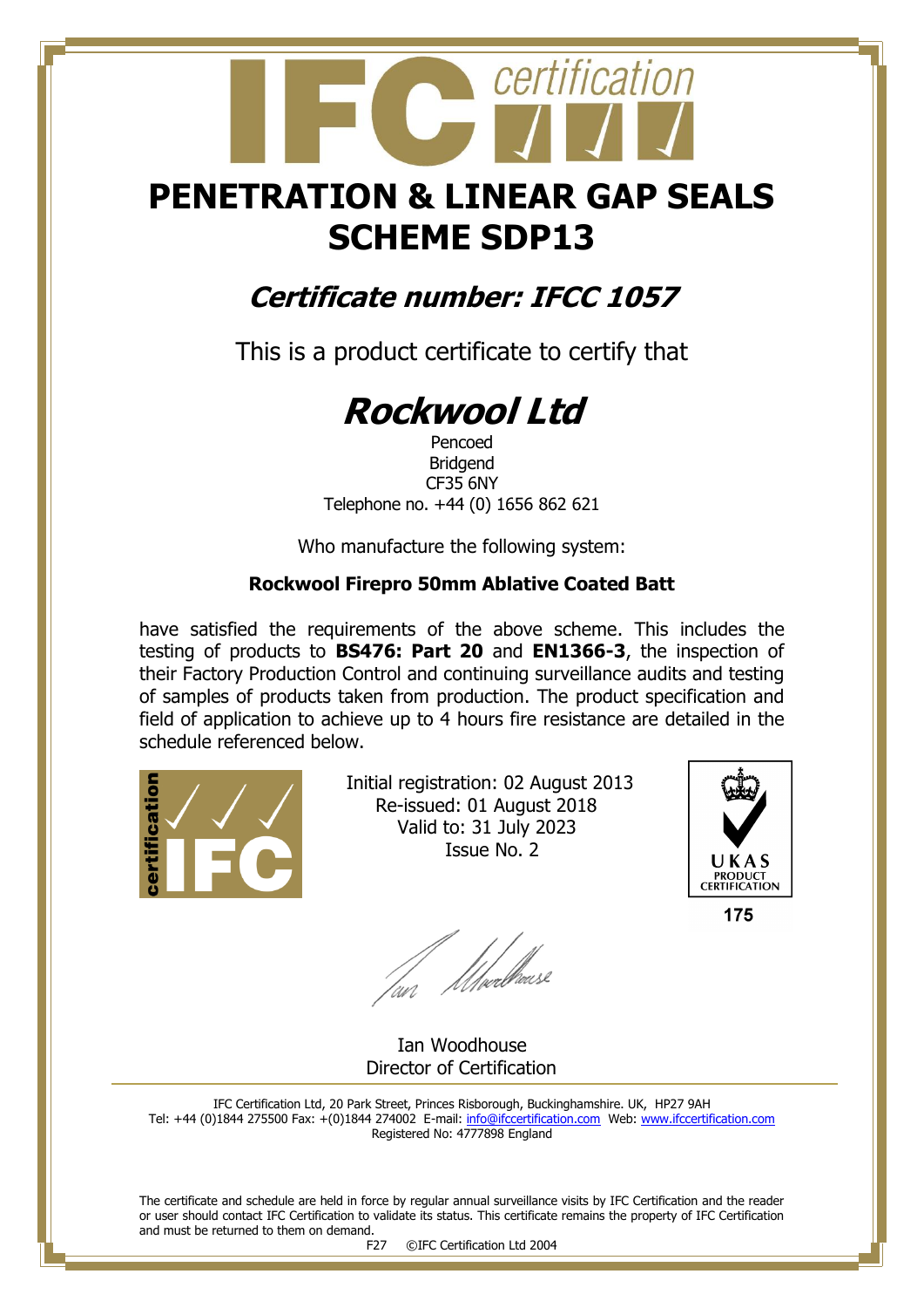# PENETRATION & LINEAR GAP SEALS SCHEME SDP13

## *Certificate number: IFCC 1057*

This is a product certificate to certify that

# *Rockwool Ltd*

Pencoed
Bridgend
CF35 6NY
Telephone no. +44 (0) 1656 862 621

Who manufacture the following system:

**Rockwool Firepro 50mm Ablative Coated Batt**

have satisfied the requirements of the above scheme. This includes the testing of products to **BS476: Part 20** and **EN1366-3**, the inspection of their Factory Production Control and continuing surveillance audits and testing of samples of products taken from production. The product specification and field of application to achieve up to 4 hours fire resistance are detailed in the schedule referenced below.

Initial registration: 02 August 2013
Re-issued: 01 August 2018
Valid to: 31 July 2023
Issue No. 2

UKAS PRODUCT CERTIFICATION 175

Ian Woodhouse
Director of Certification

IFC Certification Ltd, 20 Park Street, Princes Risborough, Buckinghamshire. UK, HP27 9AH
Tel: +44 (0)1844 275500 Fax: +(0)1844 274002 E-mail: info@ifccertification.com Web: www.ifccertification.com
Registered No: 4777898 England

The certificate and schedule are held in force by regular annual surveillance visits by IFC Certification and the reader or user should contact IFC Certification to validate its status. This certificate remains the property of IFC Certification and must be returned to them on demand.

F27 ©IFC Certification Ltd 2004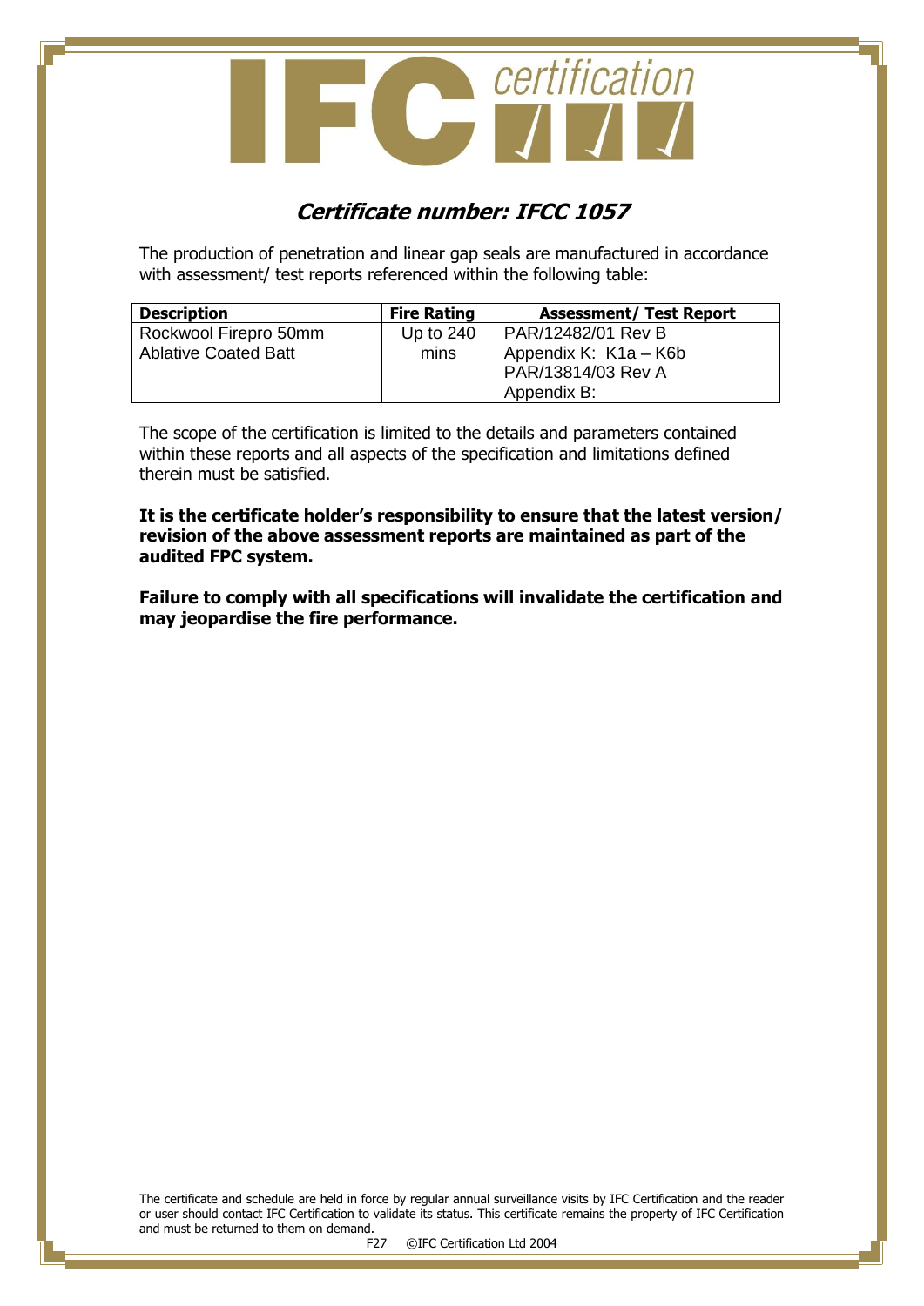## *Certificate number: IFCC 1057*

The production of penetration and linear gap seals are manufactured in accordance with assessment/ test reports referenced within the following table:

| Description | Fire Rating | Assessment/ Test Report |
|---|---|---|
| Rockwool Firepro 50mm Ablative Coated Batt | Up to 240 mins | PAR/12482/01 Rev B<br>Appendix K: K1a – K6b<br>PAR/13814/03 Rev A<br>Appendix B: |

The scope of the certification is limited to the details and parameters contained within these reports and all aspects of the specification and limitations defined therein must be satisfied.

**It is the certificate holder's responsibility to ensure that the latest version/ revision of the above assessment reports are maintained as part of the audited FPC system.**

**Failure to comply with all specifications will invalidate the certification and may jeopardise the fire performance.**

The certificate and schedule are held in force by regular annual surveillance visits by IFC Certification and the reader or user should contact IFC Certification to validate its status. This certificate remains the property of IFC Certification and must be returned to them on demand.

F27 ©IFC Certification Ltd 2004